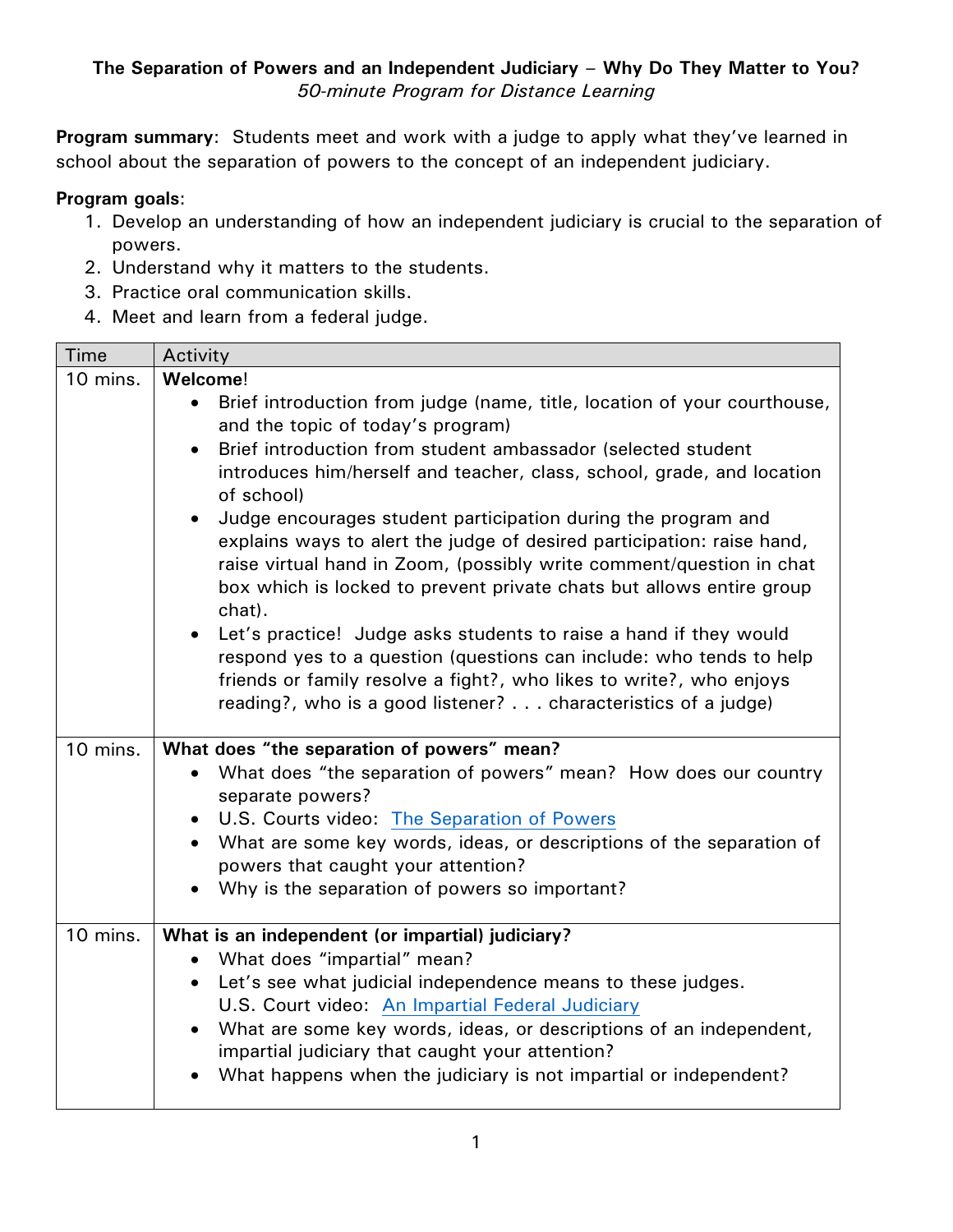**The Separation of Powers and an Independent Judiciary – Why Do They Matter to You?**
*50-minute Program for Distance Learning*

**Program summary**: Students meet and work with a judge to apply what they've learned in school about the separation of powers to the concept of an independent judiciary.

**Program goals**:

1. Develop an understanding of how an independent judiciary is crucial to the separation of powers.
2. Understand why it matters to the students.
3. Practice oral communication skills.
4. Meet and learn from a federal judge.

| Time | Activity |
|---|---|
| 10 mins. | **Welcome**!<br>• Brief introduction from judge (name, title, location of your courthouse, and the topic of today's program)<br>• Brief introduction from student ambassador (selected student introduces him/herself and teacher, class, school, grade, and location of school)<br>• Judge encourages student participation during the program and explains ways to alert the judge of desired participation: raise hand, raise virtual hand in Zoom, (possibly write comment/question in chat box which is locked to prevent private chats but allows entire group chat).<br>• Let's practice! Judge asks students to raise a hand if they would respond yes to a question (questions can include: who tends to help friends or family resolve a fight?, who likes to write?, who enjoys reading?, who is a good listener? . . . characteristics of a judge) |
| 10 mins. | **What does "the separation of powers" mean?**<br>• What does "the separation of powers" mean? How does our country separate powers?<br>• U.S. Courts video: [The Separation of Powers]<br>• What are some key words, ideas, or descriptions of the separation of powers that caught your attention?<br>• Why is the separation of powers so important? |
| 10 mins. | **What is an independent (or impartial) judiciary?**<br>• What does "impartial" mean?<br>• Let's see what judicial independence means to these judges. U.S. Court video: [An Impartial Federal Judiciary]<br>• What are some key words, ideas, or descriptions of an independent, impartial judiciary that caught your attention?<br>• What happens when the judiciary is not impartial or independent? |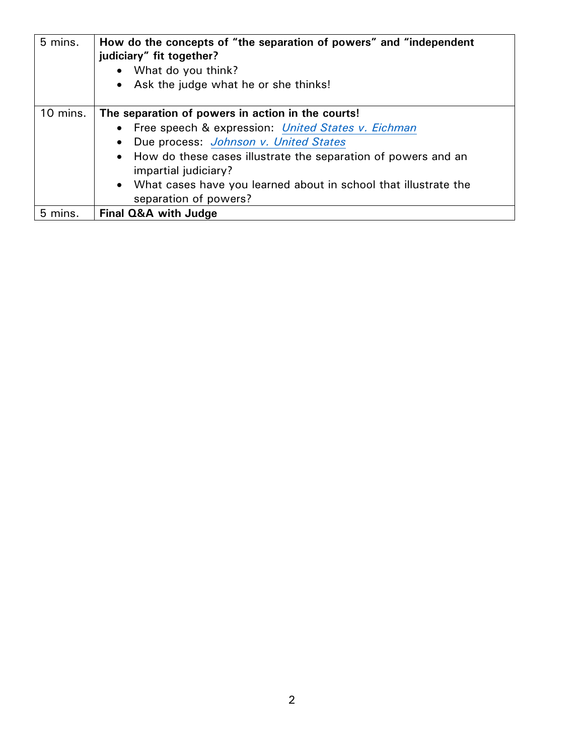| | |
|---|---|
| 5 mins. | **How do the concepts of "the separation of powers" and "independent judiciary" fit together?**<br>• What do you think?<br>• Ask the judge what he or she thinks! |
| 10 mins. | **The separation of powers in action in the courts!**<br>• Free speech & expression: *United States v. Eichman*<br>• Due process: *Johnson v. United States*<br>• How do these cases illustrate the separation of powers and an impartial judiciary?<br>• What cases have you learned about in school that illustrate the separation of powers? |
| 5 mins. | **Final Q&A with Judge** |